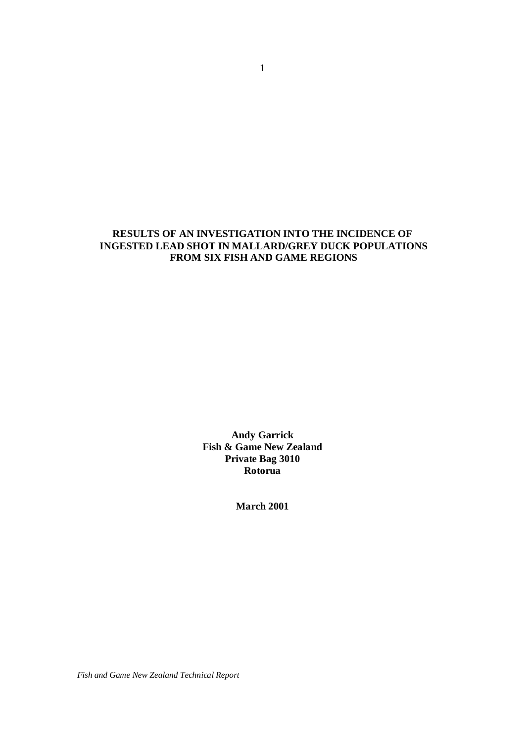# RESULTS OF AN INVESTIGATION INTO THE INCIDENCE OF INGESTED LEAD SHOT IN MALLARD/GREY DUCK POPULATIONS FROM SIX FISH AND GAME REGIONS

**Andy Garrick**
**Fish & Game New Zealand**
**Private Bag 3010**
**Rotorua**

**March 2001**

*Fish and Game New Zealand Technical Report*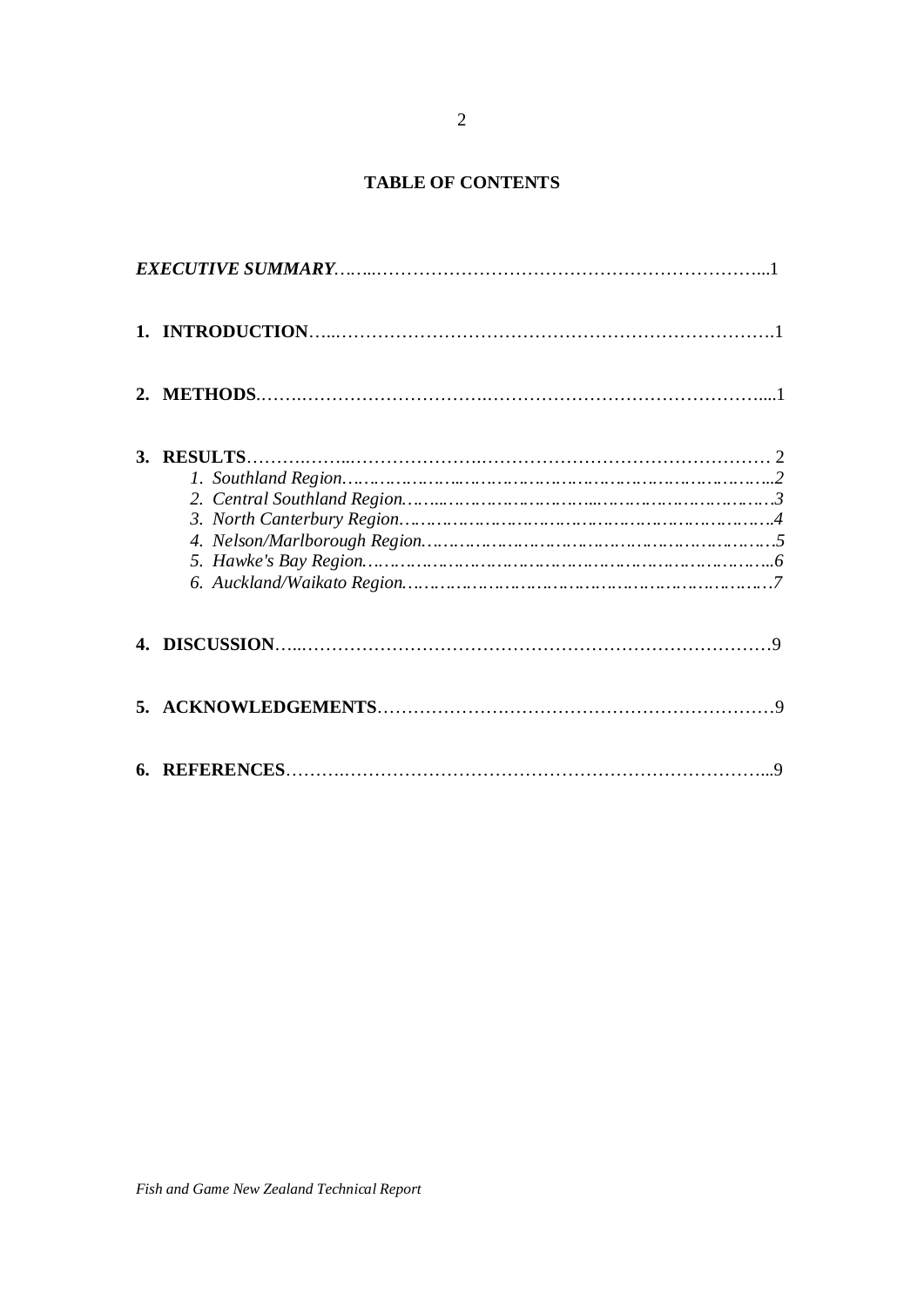# TABLE OF CONTENTS

***EXECUTIVE SUMMARY***……..………………………………………………………...1

**1. INTRODUCTION**…..……………………………………………………………….1

**2. METHODS**.…….……………………………….……………………………………....1

**3. RESULTS**……….……..………………….……………………………………… 2

*1. Southland Region………………….………………………………………………..2*

*2. Central Southland Region……..……………………...……………………………3*

*3. North Canterbury Region…………………………………………………………..4*

*4. Nelson/Marlborough Region………………………………………………………5*

*5. Hawke's Bay Region……………………………………………………………...6*

*6. Auckland/Waikato Region…………………………………………………………7*

**4. DISCUSSION**…..……………………………………………………………………9

**5. ACKNOWLEDGEMENTS**……………….…………………………………………9

**6. REFERENCES**……….…………………………………………………………...9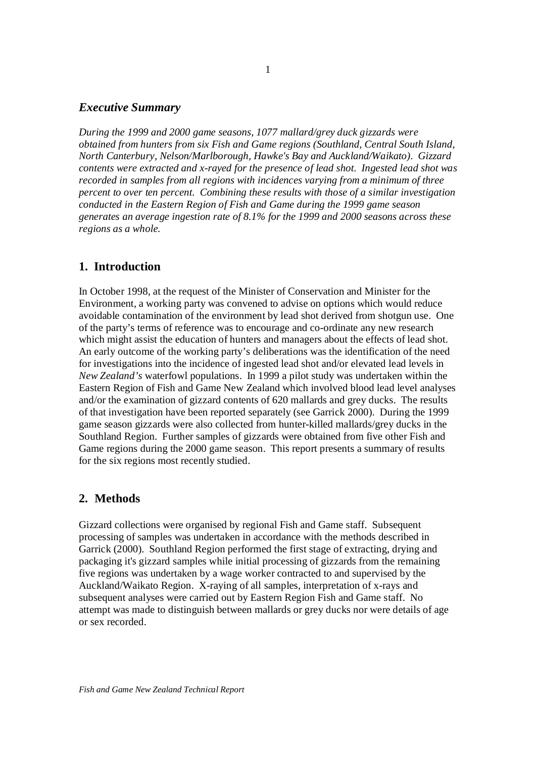## *Executive Summary*

*During the 1999 and 2000 game seasons, 1077 mallard/grey duck gizzards were obtained from hunters from six Fish and Game regions (Southland, Central South Island, North Canterbury, Nelson/Marlborough, Hawke's Bay and Auckland/Waikato). Gizzard contents were extracted and x-rayed for the presence of lead shot. Ingested lead shot was recorded in samples from all regions with incidences varying from a minimum of three percent to over ten percent. Combining these results with those of a similar investigation conducted in the Eastern Region of Fish and Game during the 1999 game season generates an average ingestion rate of 8.1% for the 1999 and 2000 seasons across these regions as a whole.*

## 1. Introduction

In October 1998, at the request of the Minister of Conservation and Minister for the Environment, a working party was convened to advise on options which would reduce avoidable contamination of the environment by lead shot derived from shotgun use. One of the party's terms of reference was to encourage and co-ordinate any new research which might assist the education of hunters and managers about the effects of lead shot. An early outcome of the working party's deliberations was the identification of the need for investigations into the incidence of ingested lead shot and/or elevated lead levels in *New Zealand's* waterfowl populations. In 1999 a pilot study was undertaken within the Eastern Region of Fish and Game New Zealand which involved blood lead level analyses and/or the examination of gizzard contents of 620 mallards and grey ducks. The results of that investigation have been reported separately (see Garrick 2000). During the 1999 game season gizzards were also collected from hunter-killed mallards/grey ducks in the Southland Region. Further samples of gizzards were obtained from five other Fish and Game regions during the 2000 game season. This report presents a summary of results for the six regions most recently studied.

## 2. Methods

Gizzard collections were organised by regional Fish and Game staff. Subsequent processing of samples was undertaken in accordance with the methods described in Garrick (2000). Southland Region performed the first stage of extracting, drying and packaging it's gizzard samples while initial processing of gizzards from the remaining five regions was undertaken by a wage worker contracted to and supervised by the Auckland/Waikato Region. X-raying of all samples, interpretation of x-rays and subsequent analyses were carried out by Eastern Region Fish and Game staff. No attempt was made to distinguish between mallards or grey ducks nor were details of age or sex recorded.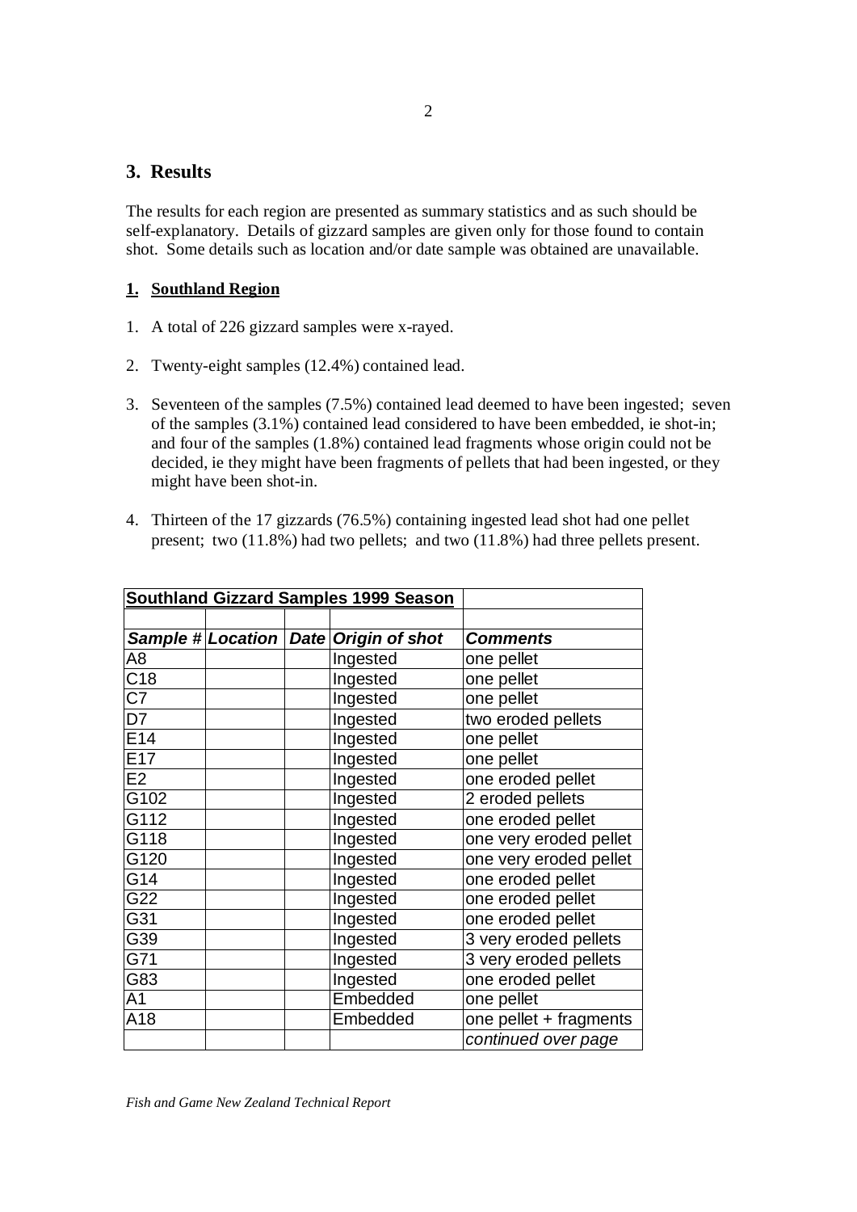## 3. Results

The results for each region are presented as summary statistics and as such should be self-explanatory. Details of gizzard samples are given only for those found to contain shot. Some details such as location and/or date sample was obtained are unavailable.

### 1. Southland Region

1. A total of 226 gizzard samples were x-rayed.
2. Twenty-eight samples (12.4%) contained lead.
3. Seventeen of the samples (7.5%) contained lead deemed to have been ingested; seven of the samples (3.1%) contained lead considered to have been embedded, ie shot-in; and four of the samples (1.8%) contained lead fragments whose origin could not be decided, ie they might have been fragments of pellets that had been ingested, or they might have been shot-in.
4. Thirteen of the 17 gizzards (76.5%) containing ingested lead shot had one pellet present; two (11.8%) had two pellets; and two (11.8%) had three pellets present.

**Southland Gizzard Samples 1999 Season**

| *Sample #* | *Location* | *Date* | *Origin of shot* | *Comments* |
|---|---|---|---|---|
| A8 | | | Ingested | one pellet |
| C18 | | | Ingested | one pellet |
| C7 | | | Ingested | one pellet |
| D7 | | | Ingested | two eroded pellets |
| E14 | | | Ingested | one pellet |
| E17 | | | Ingested | one pellet |
| E2 | | | Ingested | one eroded pellet |
| G102 | | | Ingested | 2 eroded pellets |
| G112 | | | Ingested | one eroded pellet |
| G118 | | | Ingested | one very eroded pellet |
| G120 | | | Ingested | one very eroded pellet |
| G14 | | | Ingested | one eroded pellet |
| G22 | | | Ingested | one eroded pellet |
| G31 | | | Ingested | one eroded pellet |
| G39 | | | Ingested | 3 very eroded pellets |
| G71 | | | Ingested | 3 very eroded pellets |
| G83 | | | Ingested | one eroded pellet |
| A1 | | | Embedded | one pellet |
| A18 | | | Embedded | one pellet + fragments |
| | | | | *continued over page* |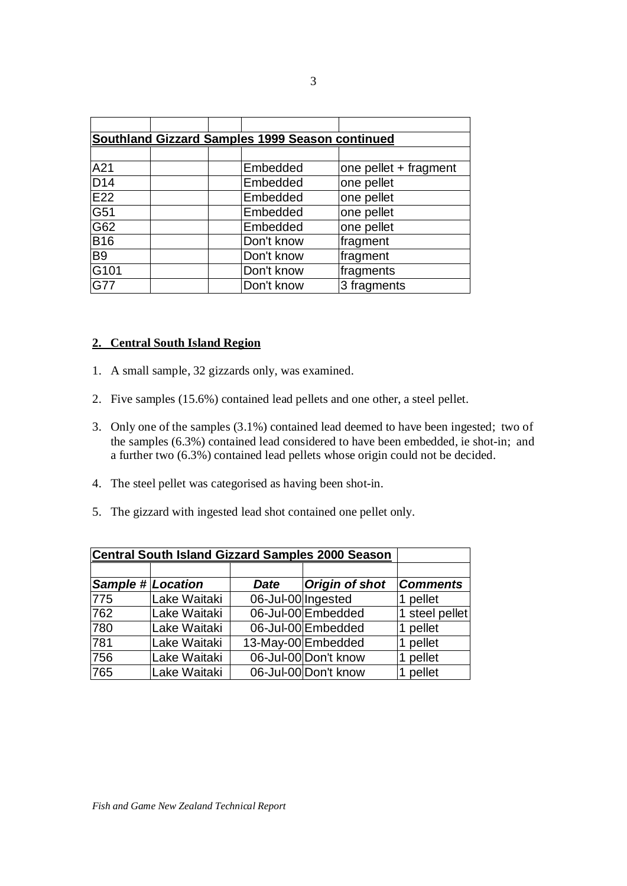| | | | | |
|---|---|---|---|---|
| **Southland Gizzard Samples 1999 Season continued** | | | | |
| | | | | |
| A21 | | | Embedded | one pellet + fragment |
| D14 | | | Embedded | one pellet |
| E22 | | | Embedded | one pellet |
| G51 | | | Embedded | one pellet |
| G62 | | | Embedded | one pellet |
| B16 | | | Don't know | fragment |
| B9 | | | Don't know | fragment |
| G101 | | | Don't know | fragments |
| G77 | | | Don't know | 3 fragments |

## 2. Central South Island Region

1. A small sample, 32 gizzards only, was examined.
2. Five samples (15.6%) contained lead pellets and one other, a steel pellet.
3. Only one of the samples (3.1%) contained lead deemed to have been ingested; two of the samples (6.3%) contained lead considered to have been embedded, ie shot-in; and a further two (6.3%) contained lead pellets whose origin could not be decided.
4. The steel pellet was categorised as having been shot-in.
5. The gizzard with ingested lead shot contained one pellet only.

| **Central South Island Gizzard Samples 2000 Season** | | | | |
|---|---|---|---|---|
| | | | | |
| ***Sample #*** | ***Location*** | ***Date*** | ***Origin of shot*** | ***Comments*** |
| 775 | Lake Waitaki | 06-Jul-00 | Ingested | 1 pellet |
| 762 | Lake Waitaki | 06-Jul-00 | Embedded | 1 steel pellet |
| 780 | Lake Waitaki | 06-Jul-00 | Embedded | 1 pellet |
| 781 | Lake Waitaki | 13-May-00 | Embedded | 1 pellet |
| 756 | Lake Waitaki | 06-Jul-00 | Don't know | 1 pellet |
| 765 | Lake Waitaki | 06-Jul-00 | Don't know | 1 pellet |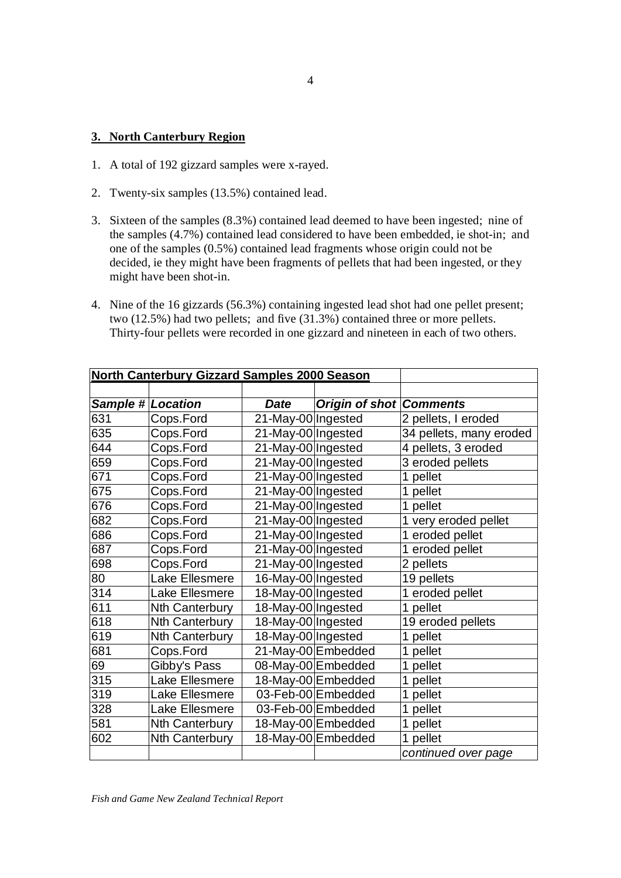## 3. North Canterbury Region

1. A total of 192 gizzard samples were x-rayed.
2. Twenty-six samples (13.5%) contained lead.
3. Sixteen of the samples (8.3%) contained lead deemed to have been ingested; nine of the samples (4.7%) contained lead considered to have been embedded, ie shot-in; and one of the samples (0.5%) contained lead fragments whose origin could not be decided, ie they might have been fragments of pellets that had been ingested, or they might have been shot-in.
4. Nine of the 16 gizzards (56.3%) containing ingested lead shot had one pellet present; two (12.5%) had two pellets; and five (31.3%) contained three or more pellets. Thirty-four pellets were recorded in one gizzard and nineteen in each of two others.

| **North Canterbury Gizzard Samples 2000 Season** | | | | |
|---|---|---|---|---|
| | | | | |
| ***Sample #*** | ***Location*** | ***Date*** | ***Origin of shot*** | ***Comments*** |
| 631 | Cops.Ford | 21-May-00 | Ingested | 2 pellets, I eroded |
| 635 | Cops.Ford | 21-May-00 | Ingested | 34 pellets, many eroded |
| 644 | Cops.Ford | 21-May-00 | Ingested | 4 pellets, 3 eroded |
| 659 | Cops.Ford | 21-May-00 | Ingested | 3 eroded pellets |
| 671 | Cops.Ford | 21-May-00 | Ingested | 1 pellet |
| 675 | Cops.Ford | 21-May-00 | Ingested | 1 pellet |
| 676 | Cops.Ford | 21-May-00 | Ingested | 1 pellet |
| 682 | Cops.Ford | 21-May-00 | Ingested | 1 very eroded pellet |
| 686 | Cops.Ford | 21-May-00 | Ingested | 1 eroded pellet |
| 687 | Cops.Ford | 21-May-00 | Ingested | 1 eroded pellet |
| 698 | Cops.Ford | 21-May-00 | Ingested | 2 pellets |
| 80 | Lake Ellesmere | 16-May-00 | Ingested | 19 pellets |
| 314 | Lake Ellesmere | 18-May-00 | Ingested | 1 eroded pellet |
| 611 | Nth Canterbury | 18-May-00 | Ingested | 1 pellet |
| 618 | Nth Canterbury | 18-May-00 | Ingested | 19 eroded pellets |
| 619 | Nth Canterbury | 18-May-00 | Ingested | 1 pellet |
| 681 | Cops.Ford | 21-May-00 | Embedded | 1 pellet |
| 69 | Gibby's Pass | 08-May-00 | Embedded | 1 pellet |
| 315 | Lake Ellesmere | 18-May-00 | Embedded | 1 pellet |
| 319 | Lake Ellesmere | 03-Feb-00 | Embedded | 1 pellet |
| 328 | Lake Ellesmere | 03-Feb-00 | Embedded | 1 pellet |
| 581 | Nth Canterbury | 18-May-00 | Embedded | 1 pellet |
| 602 | Nth Canterbury | 18-May-00 | Embedded | 1 pellet |
| | | | | *continued over page* |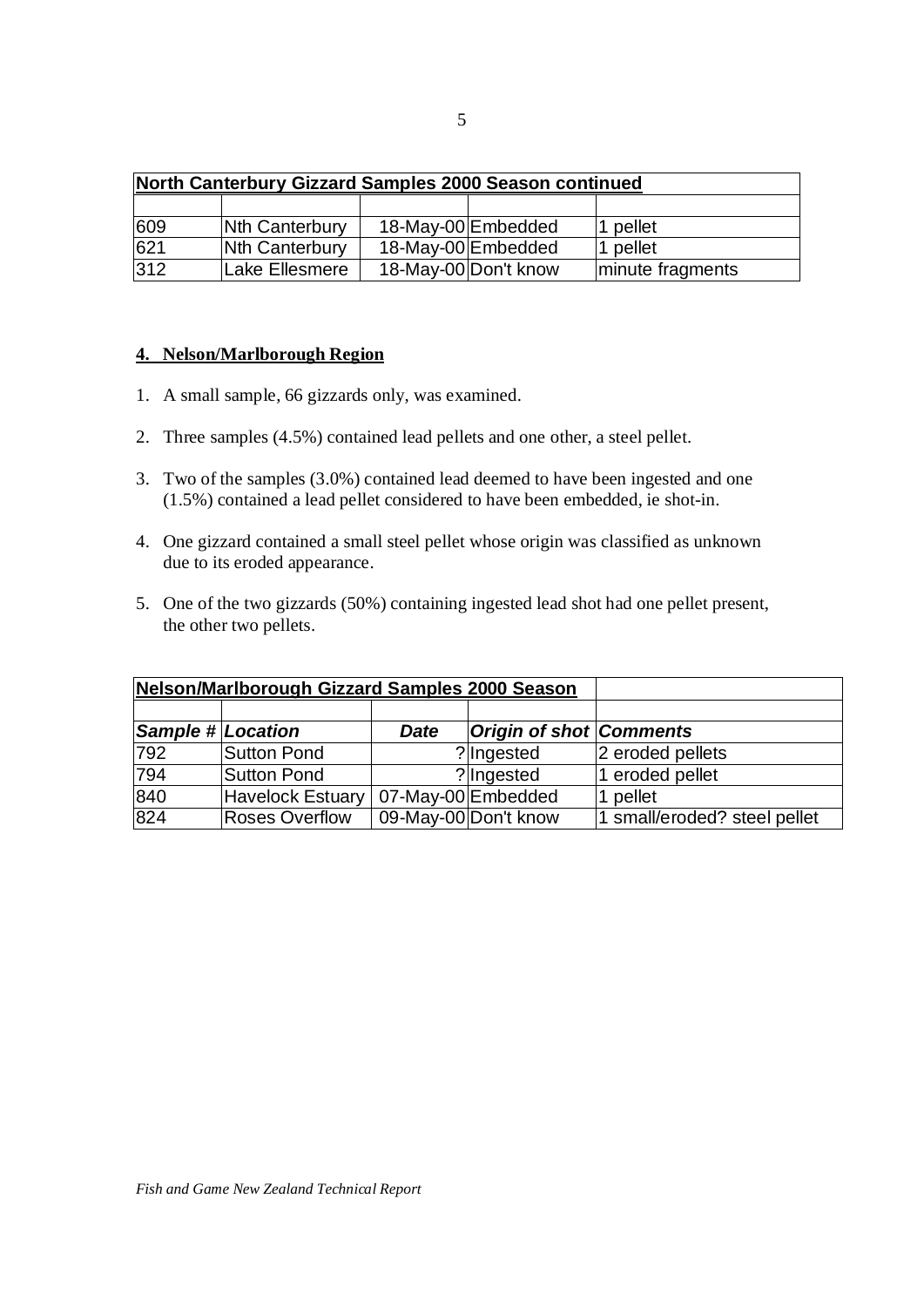| North Canterbury Gizzard Samples 2000 Season continued | | | | |
|---|---|---|---|---|
| | | | | |
| 609 | Nth Canterbury | 18-May-00 | Embedded | 1 pellet |
| 621 | Nth Canterbury | 18-May-00 | Embedded | 1 pellet |
| 312 | Lake Ellesmere | 18-May-00 | Don't know | minute fragments |

## 4. Nelson/Marlborough Region

1. A small sample, 66 gizzards only, was examined.
2. Three samples (4.5%) contained lead pellets and one other, a steel pellet.
3. Two of the samples (3.0%) contained lead deemed to have been ingested and one (1.5%) contained a lead pellet considered to have been embedded, ie shot-in.
4. One gizzard contained a small steel pellet whose origin was classified as unknown due to its eroded appearance.
5. One of the two gizzards (50%) containing ingested lead shot had one pellet present, the other two pellets.

| Nelson/Marlborough Gizzard Samples 2000 Season | | | | |
|---|---|---|---|---|
| | | | | |
| ***Sample #*** | ***Location*** | ***Date*** | ***Origin of shot*** | ***Comments*** |
| 792 | Sutton Pond | ? | Ingested | 2 eroded pellets |
| 794 | Sutton Pond | ? | Ingested | 1 eroded pellet |
| 840 | Havelock Estuary | 07-May-00 | Embedded | 1 pellet |
| 824 | Roses Overflow | 09-May-00 | Don't know | 1 small/eroded? steel pellet |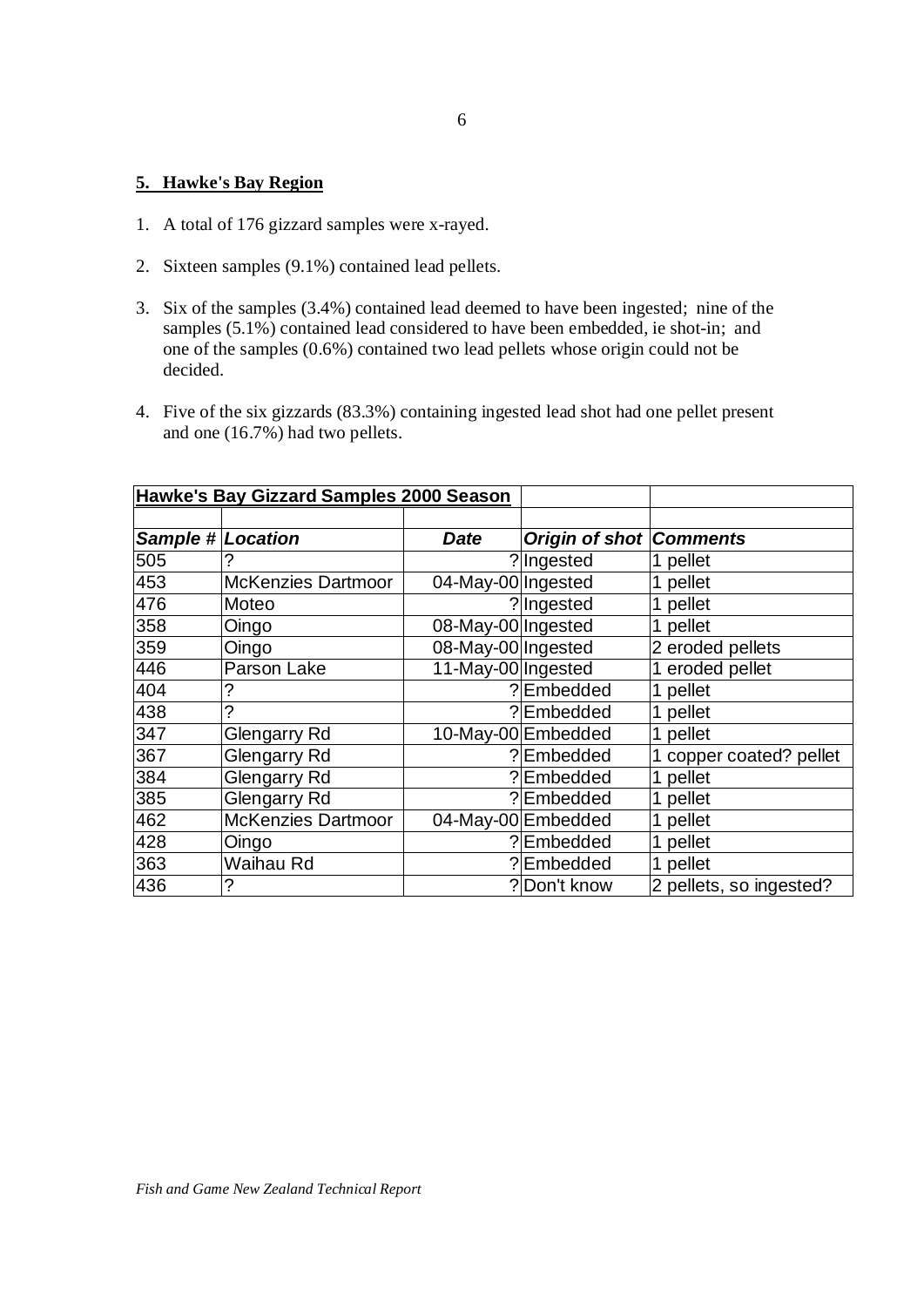## 5. Hawke's Bay Region

1. A total of 176 gizzard samples were x-rayed.
2. Sixteen samples (9.1%) contained lead pellets.
3. Six of the samples (3.4%) contained lead deemed to have been ingested; nine of the samples (5.1%) contained lead considered to have been embedded, ie shot-in; and one of the samples (0.6%) contained two lead pellets whose origin could not be decided.
4. Five of the six gizzards (83.3%) containing ingested lead shot had one pellet present and one (16.7%) had two pellets.

**Hawke's Bay Gizzard Samples 2000 Season**

| *Sample #* | *Location* | *Date* | *Origin of shot* | *Comments* |
|---|---|---|---|---|
| 505 | ? | ? | Ingested | 1 pellet |
| 453 | McKenzies Dartmoor | 04-May-00 | Ingested | 1 pellet |
| 476 | Moteo | ? | Ingested | 1 pellet |
| 358 | Oingo | 08-May-00 | Ingested | 1 pellet |
| 359 | Oingo | 08-May-00 | Ingested | 2 eroded pellets |
| 446 | Parson Lake | 11-May-00 | Ingested | 1 eroded pellet |
| 404 | ? | ? | Embedded | 1 pellet |
| 438 | ? | ? | Embedded | 1 pellet |
| 347 | Glengarry Rd | 10-May-00 | Embedded | 1 pellet |
| 367 | Glengarry Rd | ? | Embedded | 1 copper coated? pellet |
| 384 | Glengarry Rd | ? | Embedded | 1 pellet |
| 385 | Glengarry Rd | ? | Embedded | 1 pellet |
| 462 | McKenzies Dartmoor | 04-May-00 | Embedded | 1 pellet |
| 428 | Oingo | ? | Embedded | 1 pellet |
| 363 | Waihau Rd | ? | Embedded | 1 pellet |
| 436 | ? | ? | Don't know | 2 pellets, so ingested? |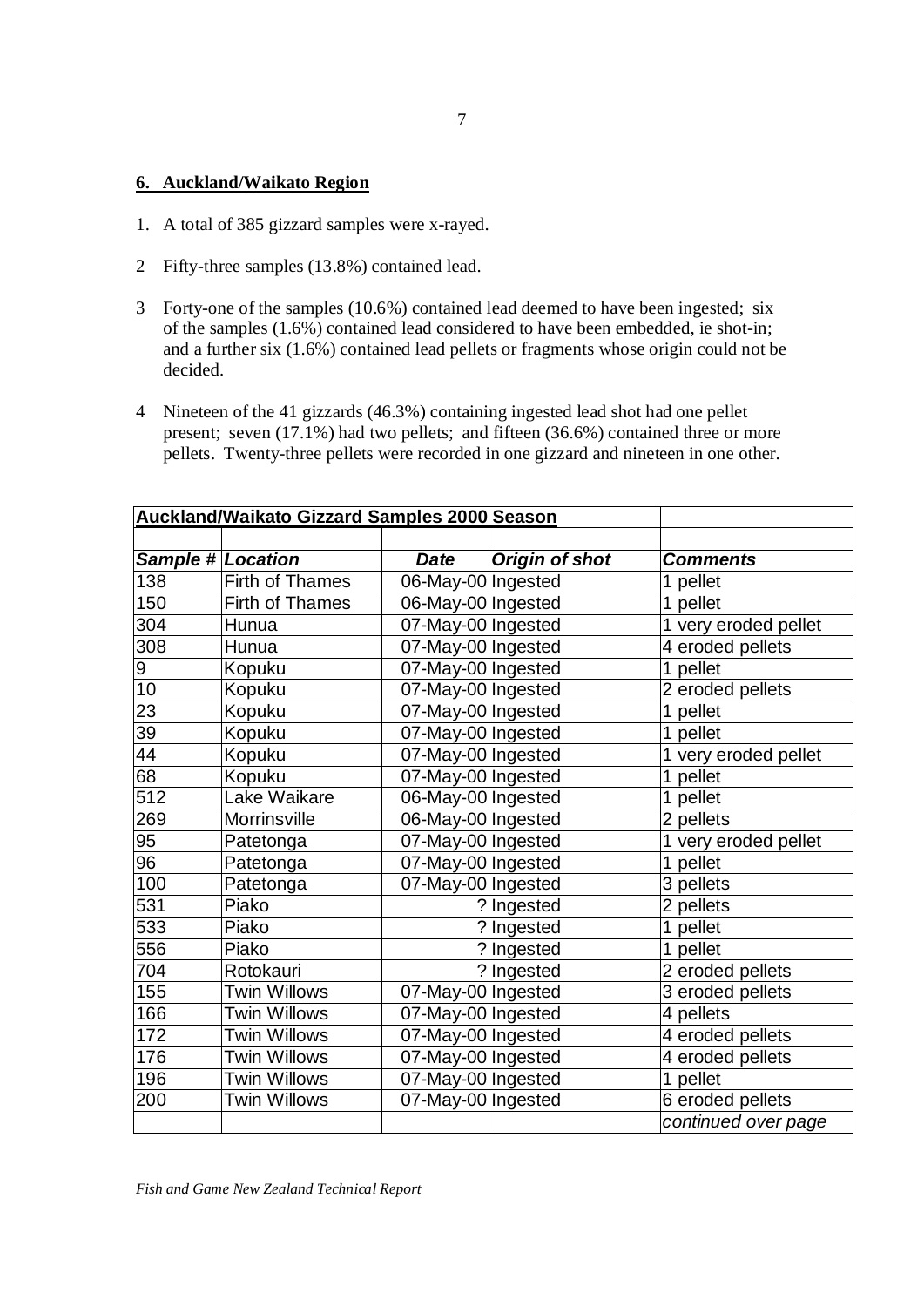## 6. Auckland/Waikato Region

1. A total of 385 gizzard samples were x-rayed.

2 Fifty-three samples (13.8%) contained lead.

3 Forty-one of the samples (10.6%) contained lead deemed to have been ingested; six of the samples (1.6%) contained lead considered to have been embedded, ie shot-in; and a further six (1.6%) contained lead pellets or fragments whose origin could not be decided.

4 Nineteen of the 41 gizzards (46.3%) containing ingested lead shot had one pellet present; seven (17.1%) had two pellets; and fifteen (36.6%) contained three or more pellets. Twenty-three pellets were recorded in one gizzard and nineteen in one other.

| **Auckland/Waikato Gizzard Samples 2000 Season** | | | | |
|---|---|---|---|---|
| | | | | |
| ***Sample #*** | ***Location*** | ***Date*** | ***Origin of shot*** | ***Comments*** |
| 138 | Firth of Thames | 06-May-00 | Ingested | 1 pellet |
| 150 | Firth of Thames | 06-May-00 | Ingested | 1 pellet |
| 304 | Hunua | 07-May-00 | Ingested | 1 very eroded pellet |
| 308 | Hunua | 07-May-00 | Ingested | 4 eroded pellets |
| 9 | Kopuku | 07-May-00 | Ingested | 1 pellet |
| 10 | Kopuku | 07-May-00 | Ingested | 2 eroded pellets |
| 23 | Kopuku | 07-May-00 | Ingested | 1 pellet |
| 39 | Kopuku | 07-May-00 | Ingested | 1 pellet |
| 44 | Kopuku | 07-May-00 | Ingested | 1 very eroded pellet |
| 68 | Kopuku | 07-May-00 | Ingested | 1 pellet |
| 512 | Lake Waikare | 06-May-00 | Ingested | 1 pellet |
| 269 | Morrinsville | 06-May-00 | Ingested | 2 pellets |
| 95 | Patetonga | 07-May-00 | Ingested | 1 very eroded pellet |
| 96 | Patetonga | 07-May-00 | Ingested | 1 pellet |
| 100 | Patetonga | 07-May-00 | Ingested | 3 pellets |
| 531 | Piako | ? | Ingested | 2 pellets |
| 533 | Piako | ? | Ingested | 1 pellet |
| 556 | Piako | ? | Ingested | 1 pellet |
| 704 | Rotokauri | ? | Ingested | 2 eroded pellets |
| 155 | Twin Willows | 07-May-00 | Ingested | 3 eroded pellets |
| 166 | Twin Willows | 07-May-00 | Ingested | 4 pellets |
| 172 | Twin Willows | 07-May-00 | Ingested | 4 eroded pellets |
| 176 | Twin Willows | 07-May-00 | Ingested | 4 eroded pellets |
| 196 | Twin Willows | 07-May-00 | Ingested | 1 pellet |
| 200 | Twin Willows | 07-May-00 | Ingested | 6 eroded pellets |
| | | | | *continued over page* |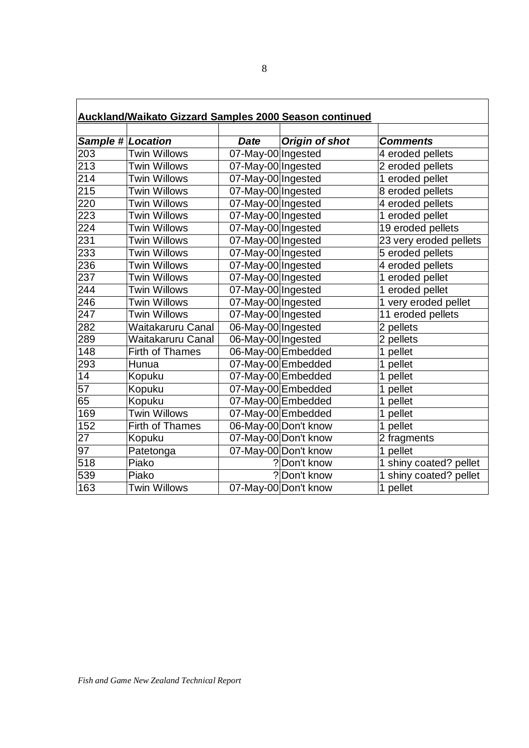**Auckland/Waikato Gizzard Samples 2000 Season continued**

| *Sample #* | *Location* | *Date* | *Origin of shot* | *Comments* |
|---|---|---|---|---|
| 203 | Twin Willows | 07-May-00 | Ingested | 4 eroded pellets |
| 213 | Twin Willows | 07-May-00 | Ingested | 2 eroded pellets |
| 214 | Twin Willows | 07-May-00 | Ingested | 1 eroded pellet |
| 215 | Twin Willows | 07-May-00 | Ingested | 8 eroded pellets |
| 220 | Twin Willows | 07-May-00 | Ingested | 4 eroded pellets |
| 223 | Twin Willows | 07-May-00 | Ingested | 1 eroded pellet |
| 224 | Twin Willows | 07-May-00 | Ingested | 19 eroded pellets |
| 231 | Twin Willows | 07-May-00 | Ingested | 23 very eroded pellets |
| 233 | Twin Willows | 07-May-00 | Ingested | 5 eroded pellets |
| 236 | Twin Willows | 07-May-00 | Ingested | 4 eroded pellets |
| 237 | Twin Willows | 07-May-00 | Ingested | 1 eroded pellet |
| 244 | Twin Willows | 07-May-00 | Ingested | 1 eroded pellet |
| 246 | Twin Willows | 07-May-00 | Ingested | 1 very eroded pellet |
| 247 | Twin Willows | 07-May-00 | Ingested | 11 eroded pellets |
| 282 | Waitakaruru Canal | 06-May-00 | Ingested | 2 pellets |
| 289 | Waitakaruru Canal | 06-May-00 | Ingested | 2 pellets |
| 148 | Firth of Thames | 06-May-00 | Embedded | 1 pellet |
| 293 | Hunua | 07-May-00 | Embedded | 1 pellet |
| 14 | Kopuku | 07-May-00 | Embedded | 1 pellet |
| 57 | Kopuku | 07-May-00 | Embedded | 1 pellet |
| 65 | Kopuku | 07-May-00 | Embedded | 1 pellet |
| 169 | Twin Willows | 07-May-00 | Embedded | 1 pellet |
| 152 | Firth of Thames | 06-May-00 | Don't know | 1 pellet |
| 27 | Kopuku | 07-May-00 | Don't know | 2 fragments |
| 97 | Patetonga | 07-May-00 | Don't know | 1 pellet |
| 518 | Piako | ? | Don't know | 1 shiny coated? pellet |
| 539 | Piako | ? | Don't know | 1 shiny coated? pellet |
| 163 | Twin Willows | 07-May-00 | Don't know | 1 pellet |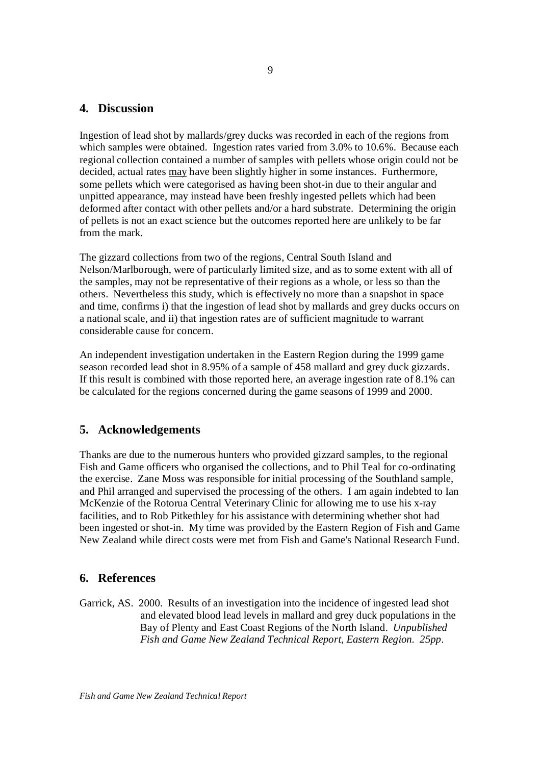## 4. Discussion

Ingestion of lead shot by mallards/grey ducks was recorded in each of the regions from which samples were obtained. Ingestion rates varied from 3.0% to 10.6%. Because each regional collection contained a number of samples with pellets whose origin could not be decided, actual rates <u>may</u> have been slightly higher in some instances. Furthermore, some pellets which were categorised as having been shot-in due to their angular and unpitted appearance, may instead have been freshly ingested pellets which had been deformed after contact with other pellets and/or a hard substrate. Determining the origin of pellets is not an exact science but the outcomes reported here are unlikely to be far from the mark.

The gizzard collections from two of the regions, Central South Island and Nelson/Marlborough, were of particularly limited size, and as to some extent with all of the samples, may not be representative of their regions as a whole, or less so than the others. Nevertheless this study, which is effectively no more than a snapshot in space and time, confirms i) that the ingestion of lead shot by mallards and grey ducks occurs on a national scale, and ii) that ingestion rates are of sufficient magnitude to warrant considerable cause for concern.

An independent investigation undertaken in the Eastern Region during the 1999 game season recorded lead shot in 8.95% of a sample of 458 mallard and grey duck gizzards. If this result is combined with those reported here, an average ingestion rate of 8.1% can be calculated for the regions concerned during the game seasons of 1999 and 2000.

## 5. Acknowledgements

Thanks are due to the numerous hunters who provided gizzard samples, to the regional Fish and Game officers who organised the collections, and to Phil Teal for co-ordinating the exercise. Zane Moss was responsible for initial processing of the Southland sample, and Phil arranged and supervised the processing of the others. I am again indebted to Ian McKenzie of the Rotorua Central Veterinary Clinic for allowing me to use his x-ray facilities, and to Rob Pitkethley for his assistance with determining whether shot had been ingested or shot-in. My time was provided by the Eastern Region of Fish and Game New Zealand while direct costs were met from Fish and Game's National Research Fund.

## 6. References

Garrick, AS. 2000. Results of an investigation into the incidence of ingested lead shot and elevated blood lead levels in mallard and grey duck populations in the Bay of Plenty and East Coast Regions of the North Island. *Unpublished Fish and Game New Zealand Technical Report, Eastern Region. 25pp*.